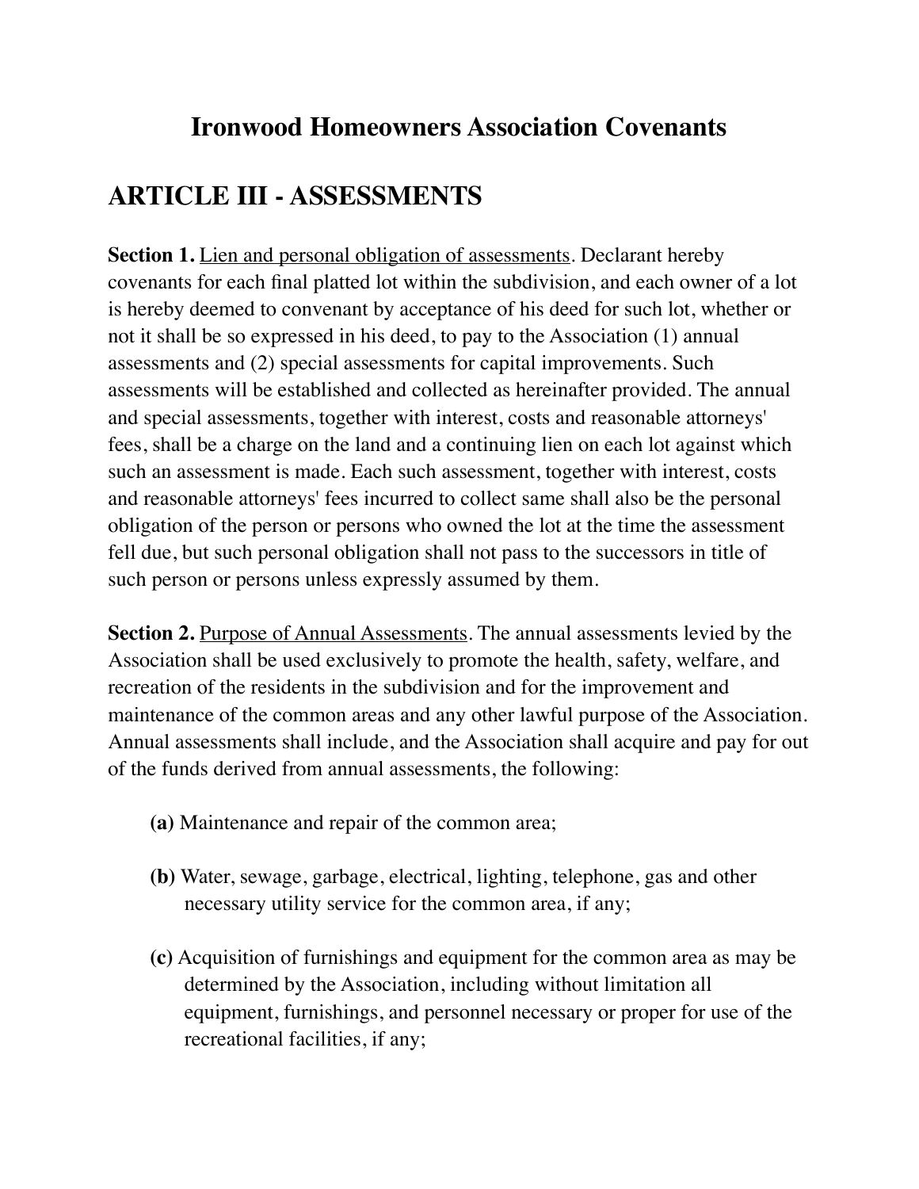# Ironwood Homeowners Association Covenants

## ARTICLE III - ASSESSMENTS

**Section 1.** Lien and personal obligation of assessments. Declarant hereby covenants for each final platted lot within the subdivision, and each owner of a lot is hereby deemed to convenant by acceptance of his deed for such lot, whether or not it shall be so expressed in his deed, to pay to the Association (1) annual assessments and (2) special assessments for capital improvements. Such assessments will be established and collected as hereinafter provided. The annual and special assessments, together with interest, costs and reasonable attorneys' fees, shall be a charge on the land and a continuing lien on each lot against which such an assessment is made. Each such assessment, together with interest, costs and reasonable attorneys' fees incurred to collect same shall also be the personal obligation of the person or persons who owned the lot at the time the assessment fell due, but such personal obligation shall not pass to the successors in title of such person or persons unless expressly assumed by them.

**Section 2.** Purpose of Annual Assessments. The annual assessments levied by the Association shall be used exclusively to promote the health, safety, welfare, and recreation of the residents in the subdivision and for the improvement and maintenance of the common areas and any other lawful purpose of the Association. Annual assessments shall include, and the Association shall acquire and pay for out of the funds derived from annual assessments, the following:

**(a)** Maintenance and repair of the common area;

**(b)** Water, sewage, garbage, electrical, lighting, telephone, gas and other necessary utility service for the common area, if any;

**(c)** Acquisition of furnishings and equipment for the common area as may be determined by the Association, including without limitation all equipment, furnishings, and personnel necessary or proper for use of the recreational facilities, if any;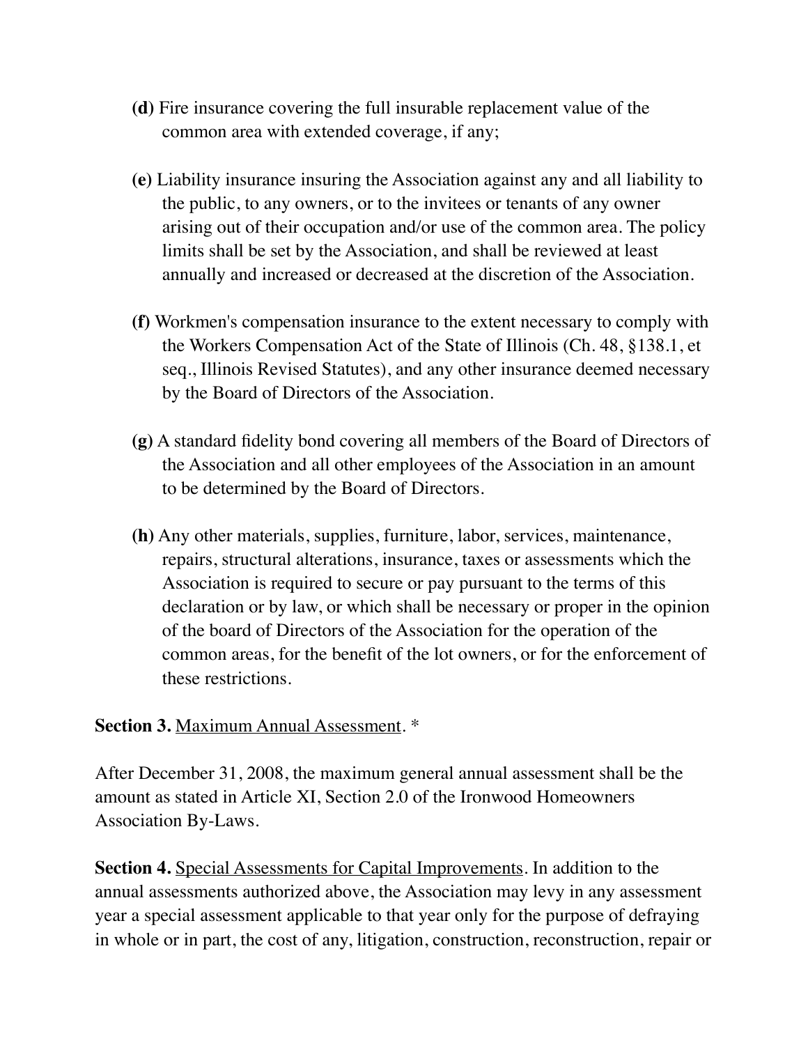**(d)** Fire insurance covering the full insurable replacement value of the common area with extended coverage, if any;

**(e)** Liability insurance insuring the Association against any and all liability to the public, to any owners, or to the invitees or tenants of any owner arising out of their occupation and/or use of the common area. The policy limits shall be set by the Association, and shall be reviewed at least annually and increased or decreased at the discretion of the Association.

**(f)** Workmen's compensation insurance to the extent necessary to comply with the Workers Compensation Act of the State of Illinois (Ch. 48, §138.1, et seq., Illinois Revised Statutes), and any other insurance deemed necessary by the Board of Directors of the Association.

**(g)** A standard fidelity bond covering all members of the Board of Directors of the Association and all other employees of the Association in an amount to be determined by the Board of Directors.

**(h)** Any other materials, supplies, furniture, labor, services, maintenance, repairs, structural alterations, insurance, taxes or assessments which the Association is required to secure or pay pursuant to the terms of this declaration or by law, or which shall be necessary or proper in the opinion of the board of Directors of the Association for the operation of the common areas, for the benefit of the lot owners, or for the enforcement of these restrictions.

**Section 3.** <u>Maximum Annual Assessment</u>. *

After December 31, 2008, the maximum general annual assessment shall be the amount as stated in Article XI, Section 2.0 of the Ironwood Homeowners Association By-Laws.

**Section 4.** <u>Special Assessments for Capital Improvements</u>. In addition to the annual assessments authorized above, the Association may levy in any assessment year a special assessment applicable to that year only for the purpose of defraying in whole or in part, the cost of any, litigation, construction, reconstruction, repair or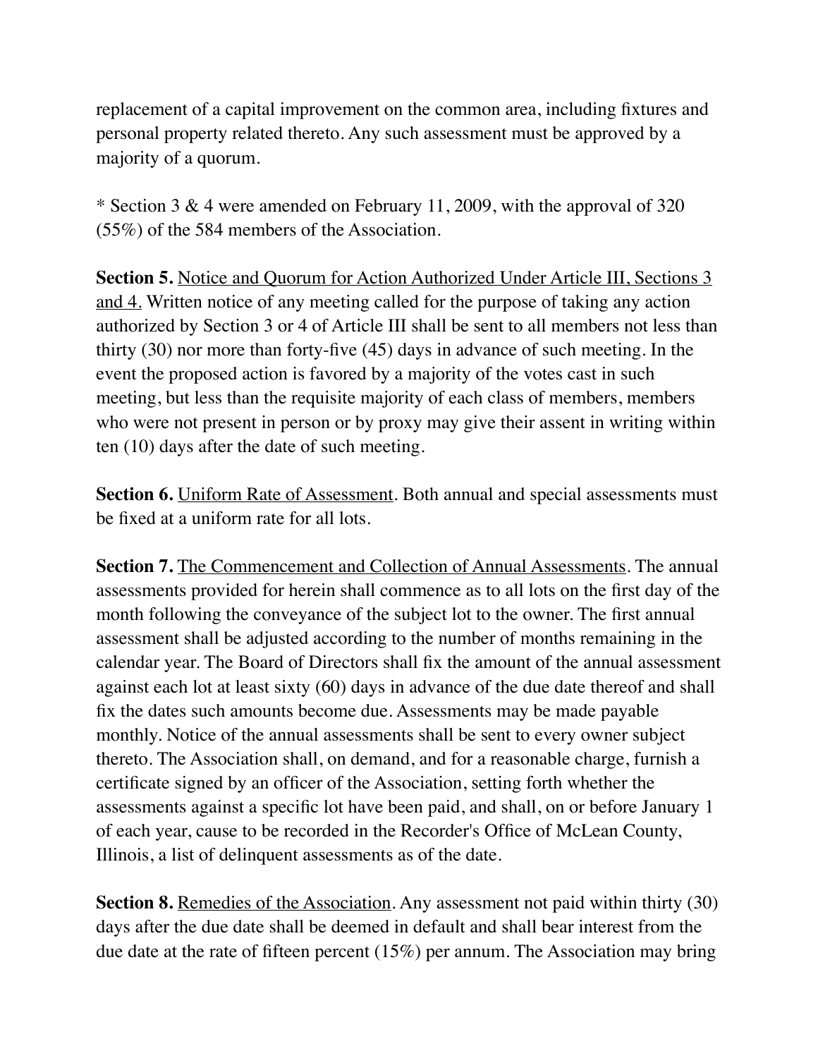replacement of a capital improvement on the common area, including fixtures and personal property related thereto. Any such assessment must be approved by a majority of a quorum.

* Section 3 & 4 were amended on February 11, 2009, with the approval of 320 (55%) of the 584 members of the Association.

**Section 5.** Notice and Quorum for Action Authorized Under Article III, Sections 3 and 4. Written notice of any meeting called for the purpose of taking any action authorized by Section 3 or 4 of Article III shall be sent to all members not less than thirty (30) nor more than forty-five (45) days in advance of such meeting. In the event the proposed action is favored by a majority of the votes cast in such meeting, but less than the requisite majority of each class of members, members who were not present in person or by proxy may give their assent in writing within ten (10) days after the date of such meeting.

**Section 6.** Uniform Rate of Assessment. Both annual and special assessments must be fixed at a uniform rate for all lots.

**Section 7.** The Commencement and Collection of Annual Assessments. The annual assessments provided for herein shall commence as to all lots on the first day of the month following the conveyance of the subject lot to the owner. The first annual assessment shall be adjusted according to the number of months remaining in the calendar year. The Board of Directors shall fix the amount of the annual assessment against each lot at least sixty (60) days in advance of the due date thereof and shall fix the dates such amounts become due. Assessments may be made payable monthly. Notice of the annual assessments shall be sent to every owner subject thereto. The Association shall, on demand, and for a reasonable charge, furnish a certificate signed by an officer of the Association, setting forth whether the assessments against a specific lot have been paid, and shall, on or before January 1 of each year, cause to be recorded in the Recorder's Office of McLean County, Illinois, a list of delinquent assessments as of the date.

**Section 8.** Remedies of the Association. Any assessment not paid within thirty (30) days after the due date shall be deemed in default and shall bear interest from the due date at the rate of fifteen percent (15%) per annum. The Association may bring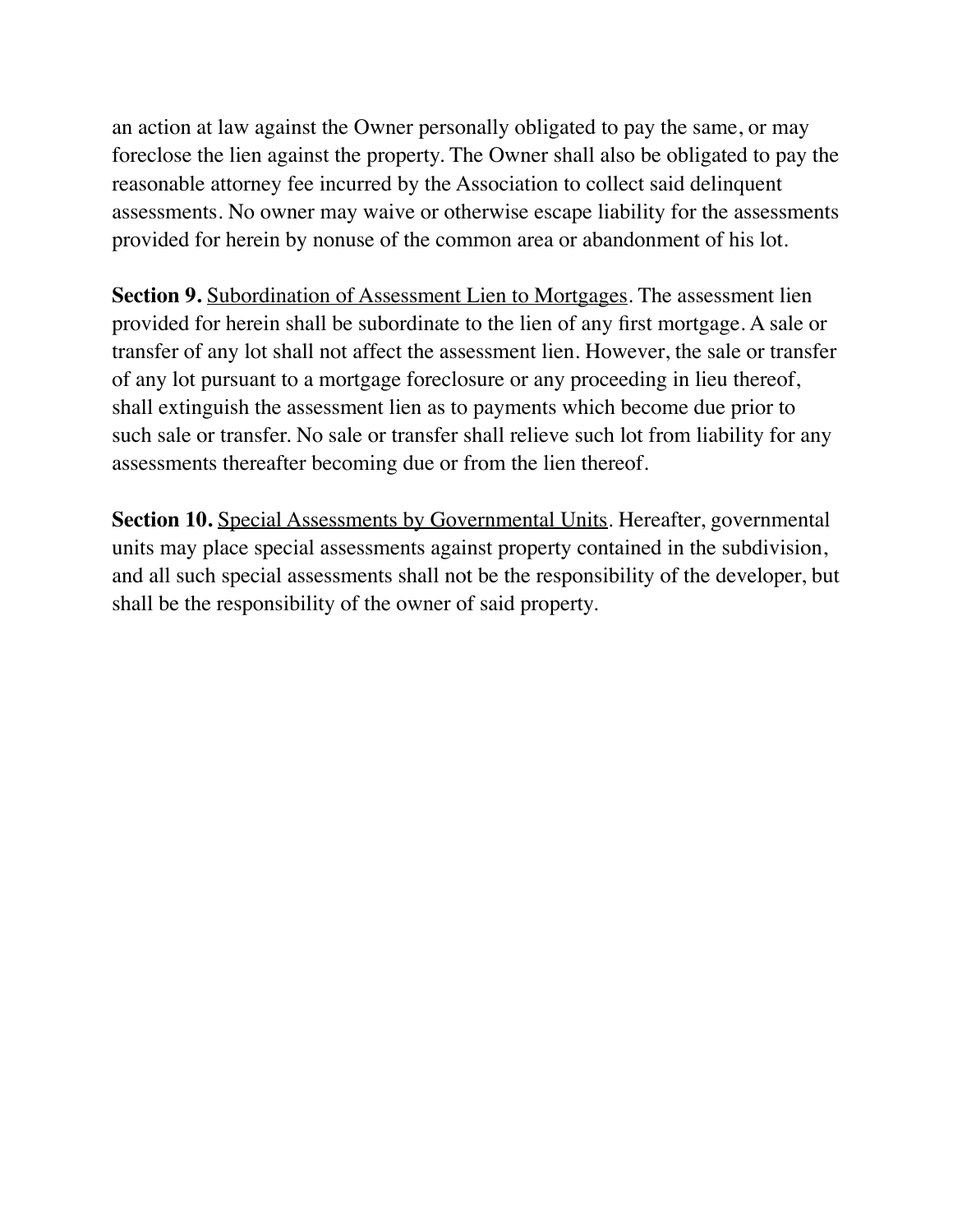an action at law against the Owner personally obligated to pay the same, or may foreclose the lien against the property. The Owner shall also be obligated to pay the reasonable attorney fee incurred by the Association to collect said delinquent assessments. No owner may waive or otherwise escape liability for the assessments provided for herein by nonuse of the common area or abandonment of his lot.

**Section 9.** Subordination of Assessment Lien to Mortgages. The assessment lien provided for herein shall be subordinate to the lien of any first mortgage. A sale or transfer of any lot shall not affect the assessment lien. However, the sale or transfer of any lot pursuant to a mortgage foreclosure or any proceeding in lieu thereof, shall extinguish the assessment lien as to payments which become due prior to such sale or transfer. No sale or transfer shall relieve such lot from liability for any assessments thereafter becoming due or from the lien thereof.

**Section 10.** Special Assessments by Governmental Units. Hereafter, governmental units may place special assessments against property contained in the subdivision, and all such special assessments shall not be the responsibility of the developer, but shall be the responsibility of the owner of said property.